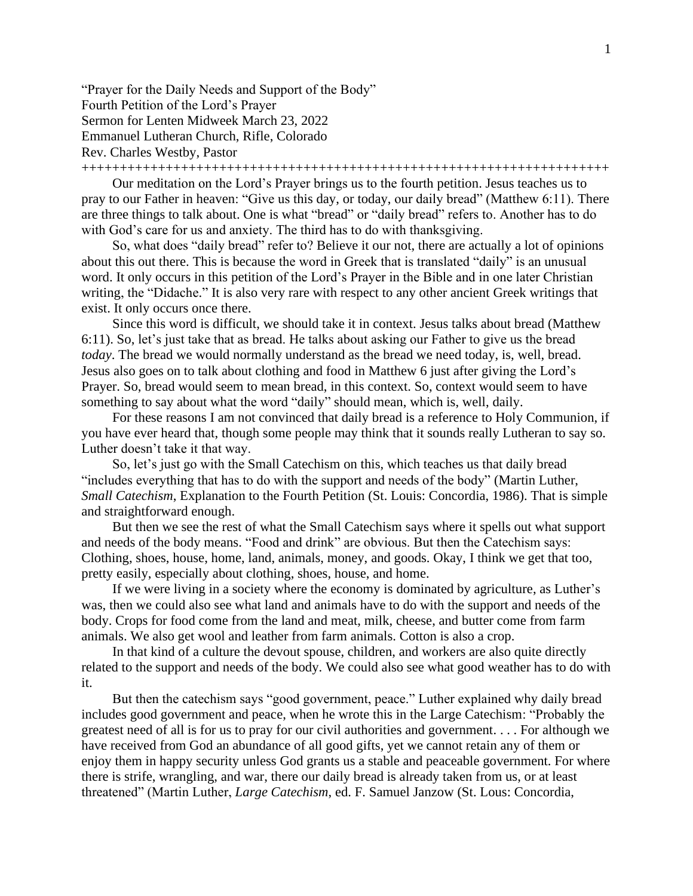"Prayer for the Daily Needs and Support of the Body"
Fourth Petition of the Lord's Prayer
Sermon for Lenten Midweek March 23, 2022
Emmanuel Lutheran Church, Rifle, Colorado
Rev. Charles Westby, Pastor

++++++++++++++++++++++++++++++++++++++++++++++++++++++++++++++++++++++

Our meditation on the Lord's Prayer brings us to the fourth petition. Jesus teaches us to pray to our Father in heaven: "Give us this day, or today, our daily bread" (Matthew 6:11). There are three things to talk about. One is what "bread" or "daily bread" refers to. Another has to do with God's care for us and anxiety. The third has to do with thanksgiving.

So, what does "daily bread" refer to? Believe it our not, there are actually a lot of opinions about this out there. This is because the word in Greek that is translated "daily" is an unusual word. It only occurs in this petition of the Lord's Prayer in the Bible and in one later Christian writing, the "Didache." It is also very rare with respect to any other ancient Greek writings that exist. It only occurs once there.

Since this word is difficult, we should take it in context. Jesus talks about bread (Matthew 6:11). So, let's just take that as bread. He talks about asking our Father to give us the bread *today*. The bread we would normally understand as the bread we need today, is, well, bread. Jesus also goes on to talk about clothing and food in Matthew 6 just after giving the Lord's Prayer. So, bread would seem to mean bread, in this context. So, context would seem to have something to say about what the word "daily" should mean, which is, well, daily.

For these reasons I am not convinced that daily bread is a reference to Holy Communion, if you have ever heard that, though some people may think that it sounds really Lutheran to say so. Luther doesn't take it that way.

So, let's just go with the Small Catechism on this, which teaches us that daily bread "includes everything that has to do with the support and needs of the body" (Martin Luther, *Small Catechism*, Explanation to the Fourth Petition (St. Louis: Concordia, 1986). That is simple and straightforward enough.

But then we see the rest of what the Small Catechism says where it spells out what support and needs of the body means. "Food and drink" are obvious. But then the Catechism says: Clothing, shoes, house, home, land, animals, money, and goods. Okay, I think we get that too, pretty easily, especially about clothing, shoes, house, and home.

If we were living in a society where the economy is dominated by agriculture, as Luther's was, then we could also see what land and animals have to do with the support and needs of the body. Crops for food come from the land and meat, milk, cheese, and butter come from farm animals. We also get wool and leather from farm animals. Cotton is also a crop.

In that kind of a culture the devout spouse, children, and workers are also quite directly related to the support and needs of the body. We could also see what good weather has to do with it.

But then the catechism says "good government, peace." Luther explained why daily bread includes good government and peace, when he wrote this in the Large Catechism: "Probably the greatest need of all is for us to pray for our civil authorities and government. . . . For although we have received from God an abundance of all good gifts, yet we cannot retain any of them or enjoy them in happy security unless God grants us a stable and peaceable government. For where there is strife, wrangling, and war, there our daily bread is already taken from us, or at least threatened" (Martin Luther, *Large Catechism*, ed. F. Samuel Janzow (St. Lous: Concordia,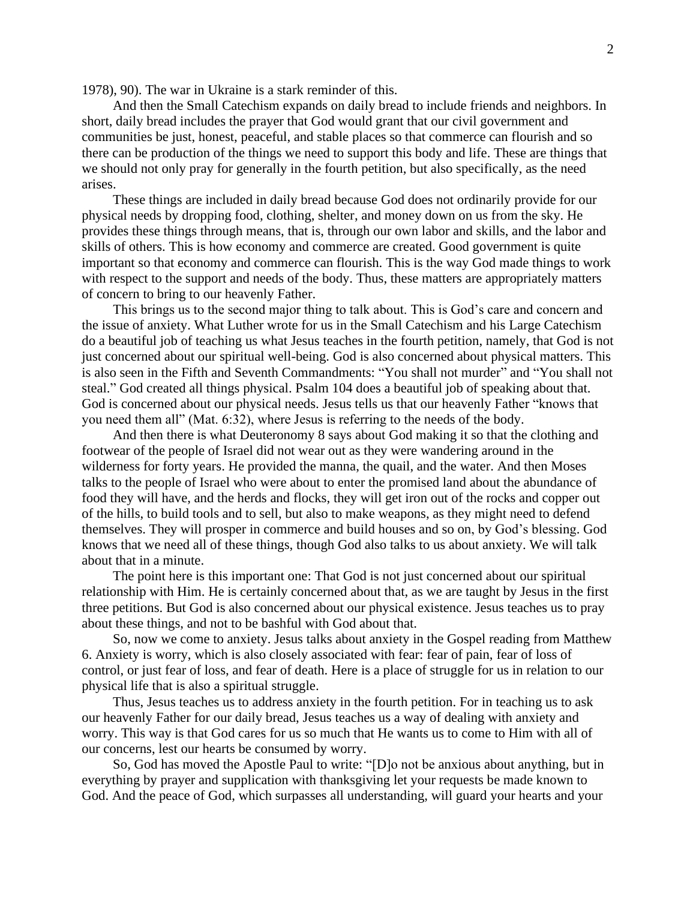1978), 90). The war in Ukraine is a stark reminder of this.

And then the Small Catechism expands on daily bread to include friends and neighbors. In short, daily bread includes the prayer that God would grant that our civil government and communities be just, honest, peaceful, and stable places so that commerce can flourish and so there can be production of the things we need to support this body and life. These are things that we should not only pray for generally in the fourth petition, but also specifically, as the need arises.

These things are included in daily bread because God does not ordinarily provide for our physical needs by dropping food, clothing, shelter, and money down on us from the sky. He provides these things through means, that is, through our own labor and skills, and the labor and skills of others. This is how economy and commerce are created. Good government is quite important so that economy and commerce can flourish. This is the way God made things to work with respect to the support and needs of the body. Thus, these matters are appropriately matters of concern to bring to our heavenly Father.

This brings us to the second major thing to talk about. This is God's care and concern and the issue of anxiety. What Luther wrote for us in the Small Catechism and his Large Catechism do a beautiful job of teaching us what Jesus teaches in the fourth petition, namely, that God is not just concerned about our spiritual well-being. God is also concerned about physical matters. This is also seen in the Fifth and Seventh Commandments: "You shall not murder" and "You shall not steal." God created all things physical. Psalm 104 does a beautiful job of speaking about that. God is concerned about our physical needs. Jesus tells us that our heavenly Father "knows that you need them all" (Mat. 6:32), where Jesus is referring to the needs of the body.

And then there is what Deuteronomy 8 says about God making it so that the clothing and footwear of the people of Israel did not wear out as they were wandering around in the wilderness for forty years. He provided the manna, the quail, and the water. And then Moses talks to the people of Israel who were about to enter the promised land about the abundance of food they will have, and the herds and flocks, they will get iron out of the rocks and copper out of the hills, to build tools and to sell, but also to make weapons, as they might need to defend themselves. They will prosper in commerce and build houses and so on, by God's blessing. God knows that we need all of these things, though God also talks to us about anxiety. We will talk about that in a minute.

The point here is this important one: That God is not just concerned about our spiritual relationship with Him. He is certainly concerned about that, as we are taught by Jesus in the first three petitions. But God is also concerned about our physical existence. Jesus teaches us to pray about these things, and not to be bashful with God about that.

So, now we come to anxiety. Jesus talks about anxiety in the Gospel reading from Matthew 6. Anxiety is worry, which is also closely associated with fear: fear of pain, fear of loss of control, or just fear of loss, and fear of death. Here is a place of struggle for us in relation to our physical life that is also a spiritual struggle.

Thus, Jesus teaches us to address anxiety in the fourth petition. For in teaching us to ask our heavenly Father for our daily bread, Jesus teaches us a way of dealing with anxiety and worry. This way is that God cares for us so much that He wants us to come to Him with all of our concerns, lest our hearts be consumed by worry.

So, God has moved the Apostle Paul to write: "[D]o not be anxious about anything, but in everything by prayer and supplication with thanksgiving let your requests be made known to God. And the peace of God, which surpasses all understanding, will guard your hearts and your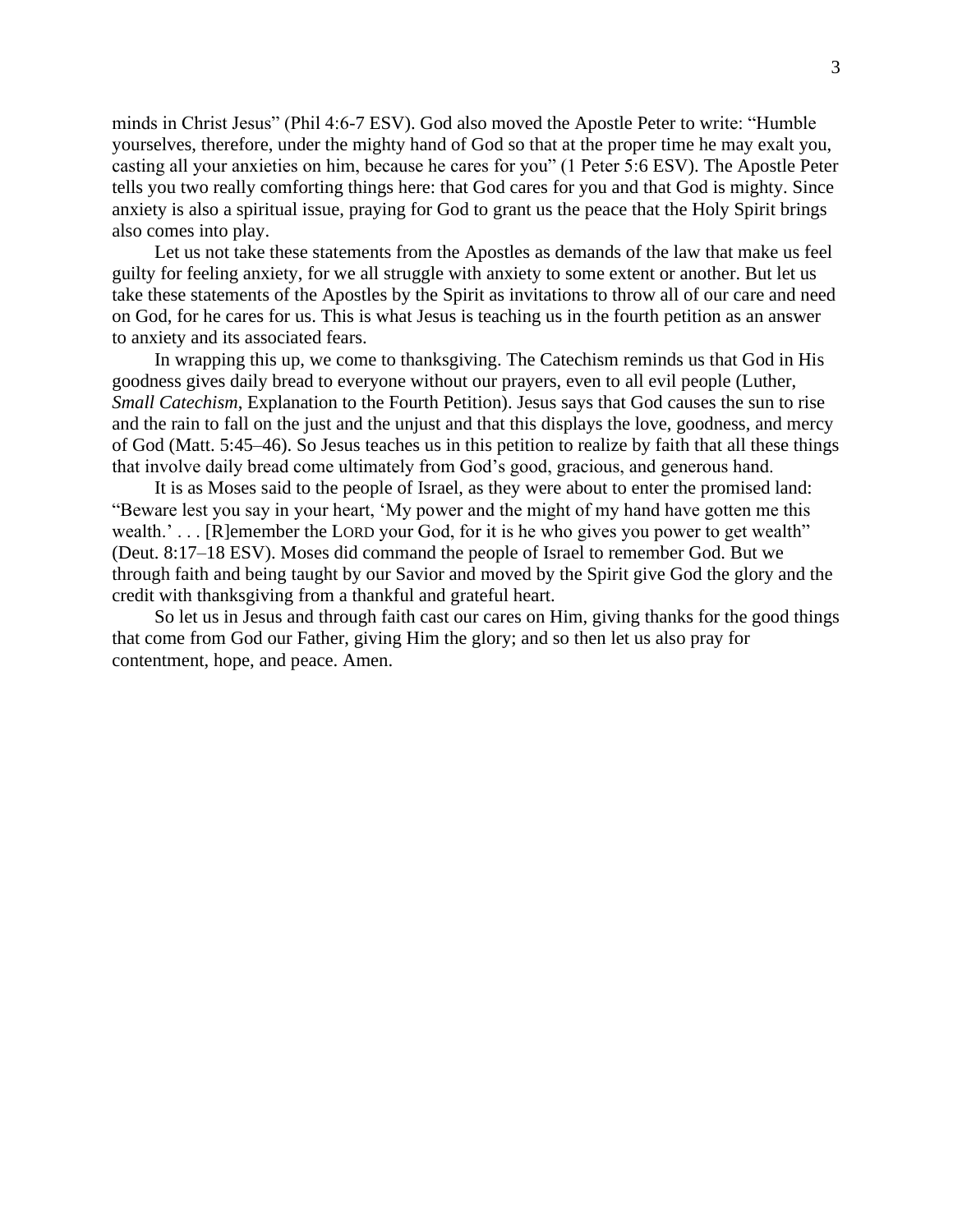minds in Christ Jesus" (Phil 4:6-7 ESV). God also moved the Apostle Peter to write: "Humble yourselves, therefore, under the mighty hand of God so that at the proper time he may exalt you, casting all your anxieties on him, because he cares for you" (1 Peter 5:6 ESV). The Apostle Peter tells you two really comforting things here: that God cares for you and that God is mighty. Since anxiety is also a spiritual issue, praying for God to grant us the peace that the Holy Spirit brings also comes into play.

Let us not take these statements from the Apostles as demands of the law that make us feel guilty for feeling anxiety, for we all struggle with anxiety to some extent or another. But let us take these statements of the Apostles by the Spirit as invitations to throw all of our care and need on God, for he cares for us. This is what Jesus is teaching us in the fourth petition as an answer to anxiety and its associated fears.

In wrapping this up, we come to thanksgiving. The Catechism reminds us that God in His goodness gives daily bread to everyone without our prayers, even to all evil people (Luther, *Small Catechism*, Explanation to the Fourth Petition). Jesus says that God causes the sun to rise and the rain to fall on the just and the unjust and that this displays the love, goodness, and mercy of God (Matt. 5:45–46). So Jesus teaches us in this petition to realize by faith that all these things that involve daily bread come ultimately from God's good, gracious, and generous hand.

It is as Moses said to the people of Israel, as they were about to enter the promised land: "Beware lest you say in your heart, 'My power and the might of my hand have gotten me this wealth.' . . . [R]emember the LORD your God, for it is he who gives you power to get wealth" (Deut. 8:17–18 ESV). Moses did command the people of Israel to remember God. But we through faith and being taught by our Savior and moved by the Spirit give God the glory and the credit with thanksgiving from a thankful and grateful heart.

So let us in Jesus and through faith cast our cares on Him, giving thanks for the good things that come from God our Father, giving Him the glory; and so then let us also pray for contentment, hope, and peace. Amen.